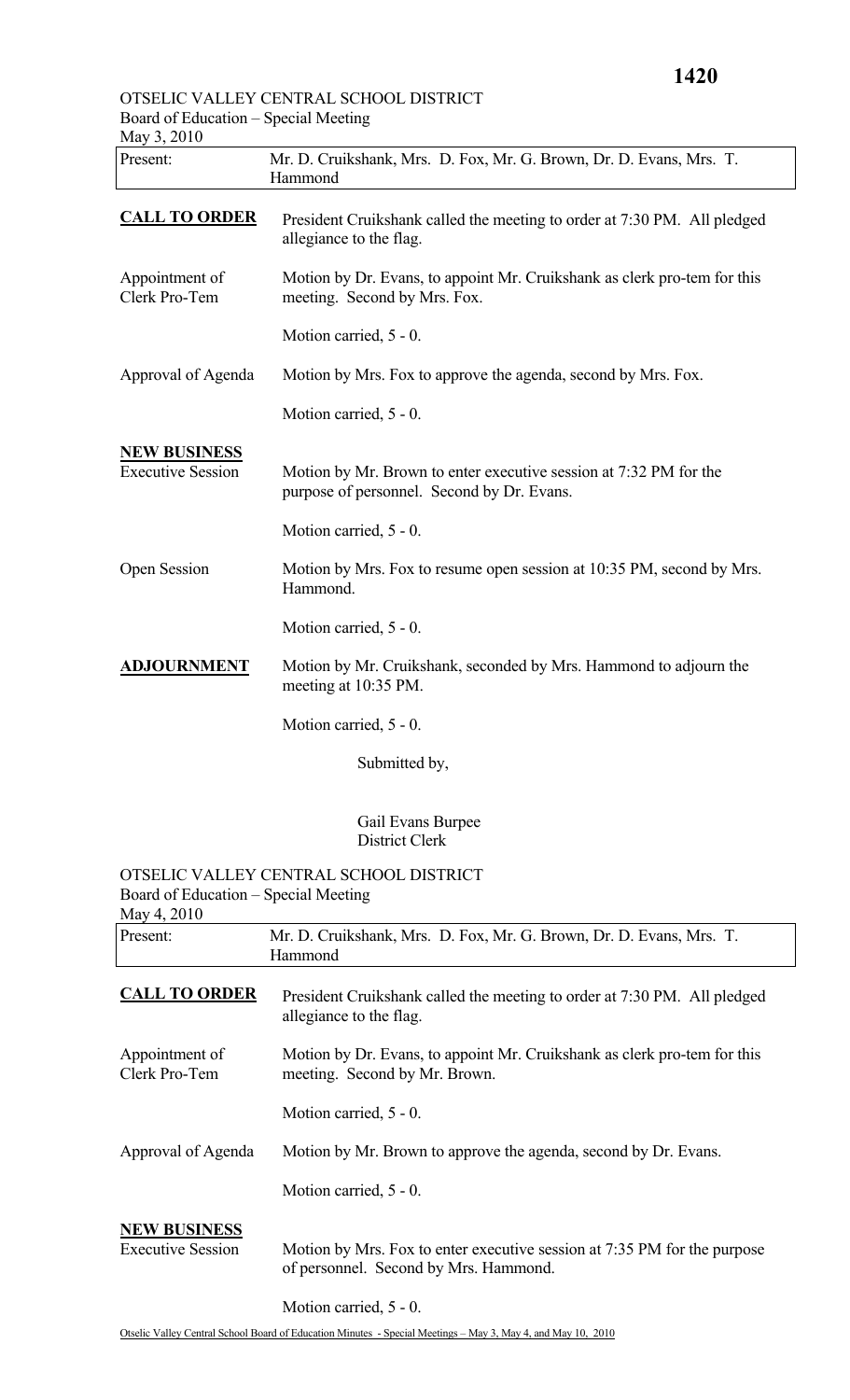OTSELIC VALLEY CENTRAL SCHOOL DISTRICT
Board of Education – Special Meeting
May 3, 2010

| Present: | Mr. D. Cruikshank, Mrs. D. Fox, Mr. G. Brown, Dr. D. Evans, Mrs. T. Hammond |
|---|---|

**CALL TO ORDER** President Cruikshank called the meeting to order at 7:30 PM. All pledged allegiance to the flag.

Appointment of Clerk Pro-Tem: Motion by Dr. Evans, to appoint Mr. Cruikshank as clerk pro-tem for this meeting. Second by Mrs. Fox.

Motion carried, 5 - 0.

Approval of Agenda: Motion by Mrs. Fox to approve the agenda, second by Mrs. Fox.

Motion carried, 5 - 0.

**NEW BUSINESS**

Executive Session: Motion by Mr. Brown to enter executive session at 7:32 PM for the purpose of personnel. Second by Dr. Evans.

Motion carried, 5 - 0.

Open Session: Motion by Mrs. Fox to resume open session at 10:35 PM, second by Mrs. Hammond.

Motion carried, 5 - 0.

**ADJOURNMENT** Motion by Mr. Cruikshank, seconded by Mrs. Hammond to adjourn the meeting at 10:35 PM.

Motion carried, 5 - 0.

Submitted by,

Gail Evans Burpee
District Clerk

OTSELIC VALLEY CENTRAL SCHOOL DISTRICT
Board of Education – Special Meeting
May 4, 2010

| Present: | Mr. D. Cruikshank, Mrs. D. Fox, Mr. G. Brown, Dr. D. Evans, Mrs. T. Hammond |
|---|---|

**CALL TO ORDER** President Cruikshank called the meeting to order at 7:30 PM. All pledged allegiance to the flag.

Appointment of Clerk Pro-Tem: Motion by Dr. Evans, to appoint Mr. Cruikshank as clerk pro-tem for this meeting. Second by Mr. Brown.

Motion carried, 5 - 0.

Approval of Agenda: Motion by Mr. Brown to approve the agenda, second by Dr. Evans.

Motion carried, 5 - 0.

**NEW BUSINESS**

Executive Session: Motion by Mrs. Fox to enter executive session at 7:35 PM for the purpose of personnel. Second by Mrs. Hammond.

Motion carried, 5 - 0.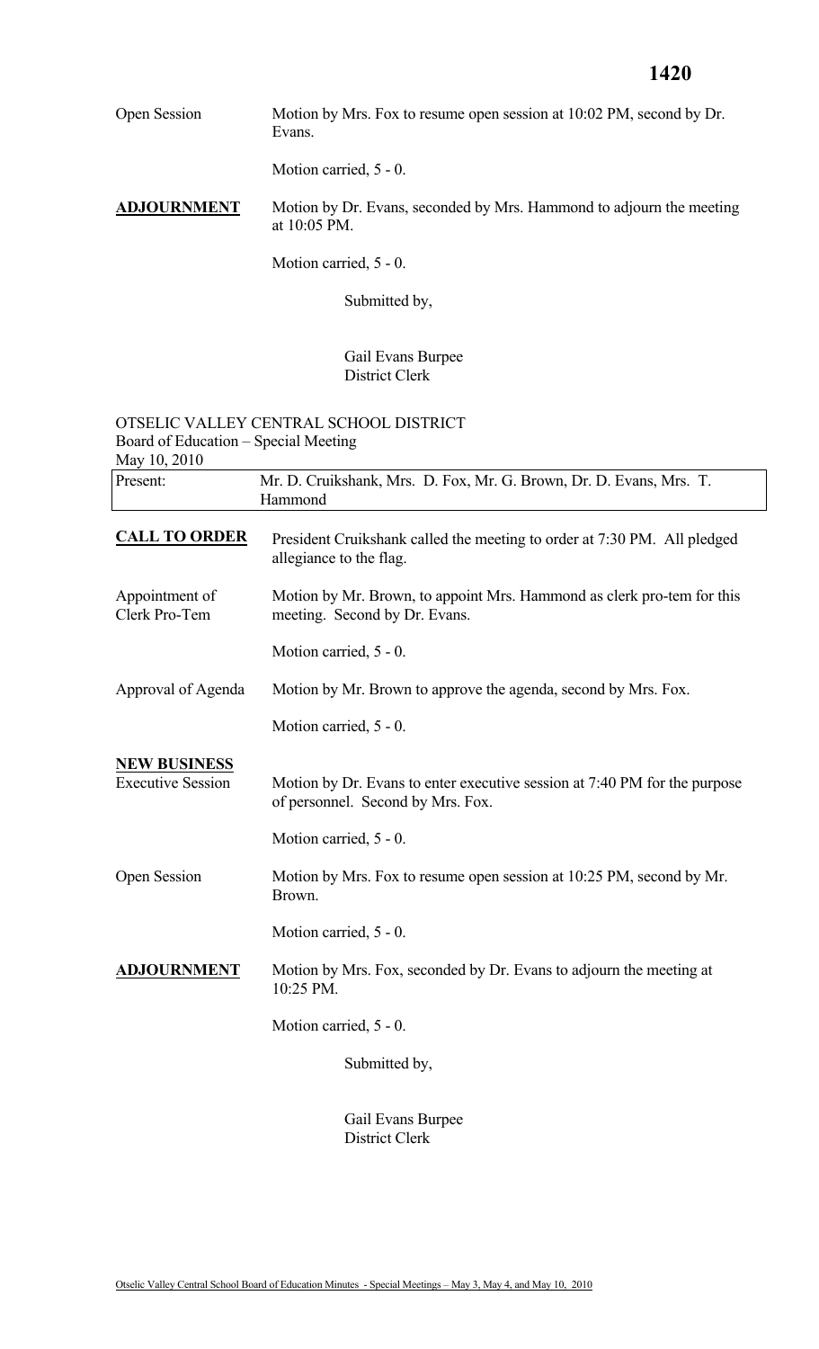| | |
|---|---|
| Open Session | Motion by Mrs. Fox to resume open session at 10:02 PM, second by Dr. Evans. |
| | Motion carried, 5 - 0. |
| **ADJOURNMENT** | Motion by Dr. Evans, seconded by Mrs. Hammond to adjourn the meeting at 10:05 PM. |
| | Motion carried, 5 - 0. |

Submitted by,

Gail Evans Burpee
District Clerk

OTSELIC VALLEY CENTRAL SCHOOL DISTRICT
Board of Education – Special Meeting
May 10, 2010

| | |
|---|---|
| Present: | Mr. D. Cruikshank, Mrs. D. Fox, Mr. G. Brown, Dr. D. Evans, Mrs. T. Hammond |

| | |
|---|---|
| **CALL TO ORDER** | President Cruikshank called the meeting to order at 7:30 PM. All pledged allegiance to the flag. |
| Appointment of Clerk Pro-Tem | Motion by Mr. Brown, to appoint Mrs. Hammond as clerk pro-tem for this meeting. Second by Dr. Evans. |
| | Motion carried, 5 - 0. |
| Approval of Agenda | Motion by Mr. Brown to approve the agenda, second by Mrs. Fox. |
| | Motion carried, 5 - 0. |
| **NEW BUSINESS** | |
| Executive Session | Motion by Dr. Evans to enter executive session at 7:40 PM for the purpose of personnel. Second by Mrs. Fox. |
| | Motion carried, 5 - 0. |
| Open Session | Motion by Mrs. Fox to resume open session at 10:25 PM, second by Mr. Brown. |
| | Motion carried, 5 - 0. |
| **ADJOURNMENT** | Motion by Mrs. Fox, seconded by Dr. Evans to adjourn the meeting at 10:25 PM. |
| | Motion carried, 5 - 0. |

Submitted by,

Gail Evans Burpee
District Clerk